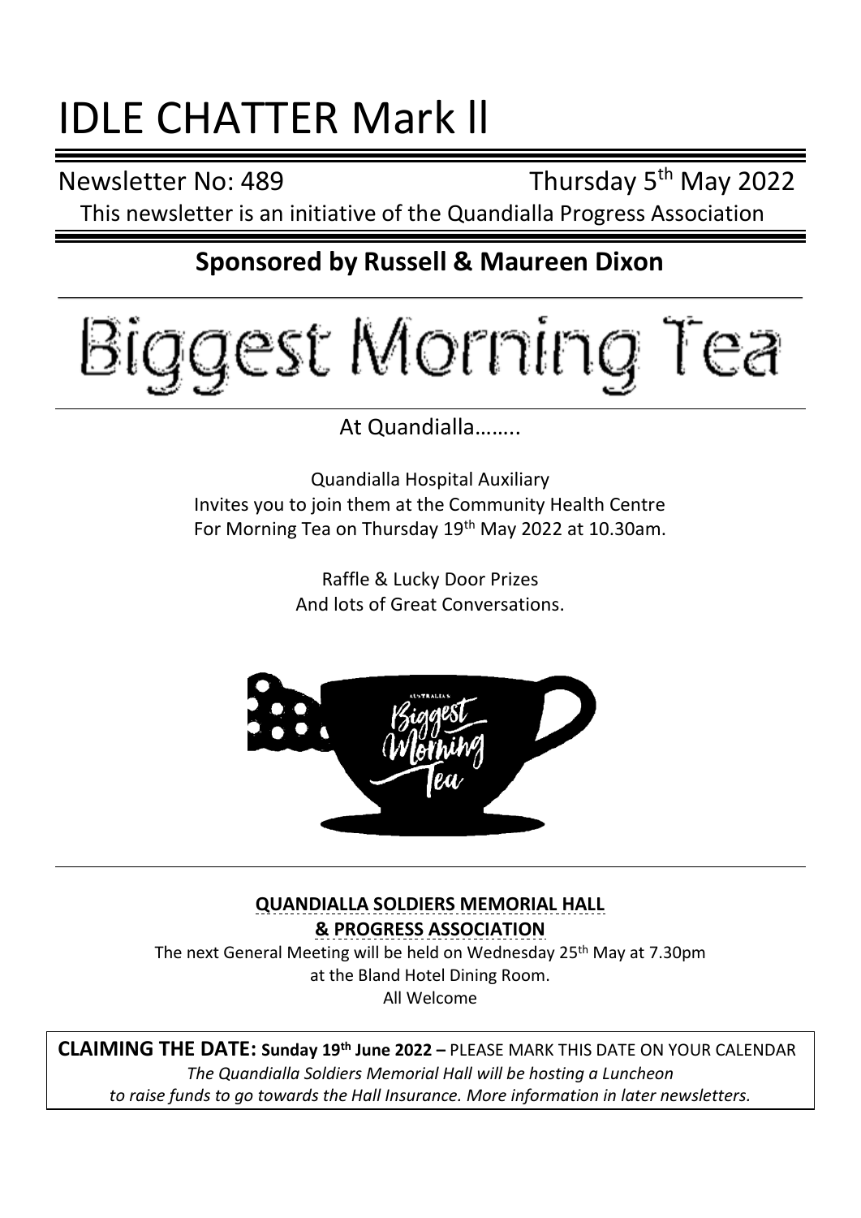# IDLE CHATTER Mark ll

Newsletter No: 489 Thursday 5th May 2022

This newsletter is an initiative of the Quandialla Progress Association

## Sponsored by Russell & Maureen Dixon

# Biggest Morning Tea

At Quandialla……..

Quandialla Hospital Auxiliary
Invites you to join them at the Community Health Centre
For Morning Tea on Thursday 19th May 2022 at 10.30am.

Raffle & Lucky Door Prizes
And lots of Great Conversations.

**QUANDIALLA SOLDIERS MEMORIAL HALL**
**& PROGRESS ASSOCIATION**

The next General Meeting will be held on Wednesday 25th May at 7.30pm
at the Bland Hotel Dining Room.
All Welcome

**CLAIMING THE DATE: Sunday 19th June 2022 –** PLEASE MARK THIS DATE ON YOUR CALENDAR

*The Quandialla Soldiers Memorial Hall will be hosting a Luncheon to raise funds to go towards the Hall Insurance. More information in later newsletters.*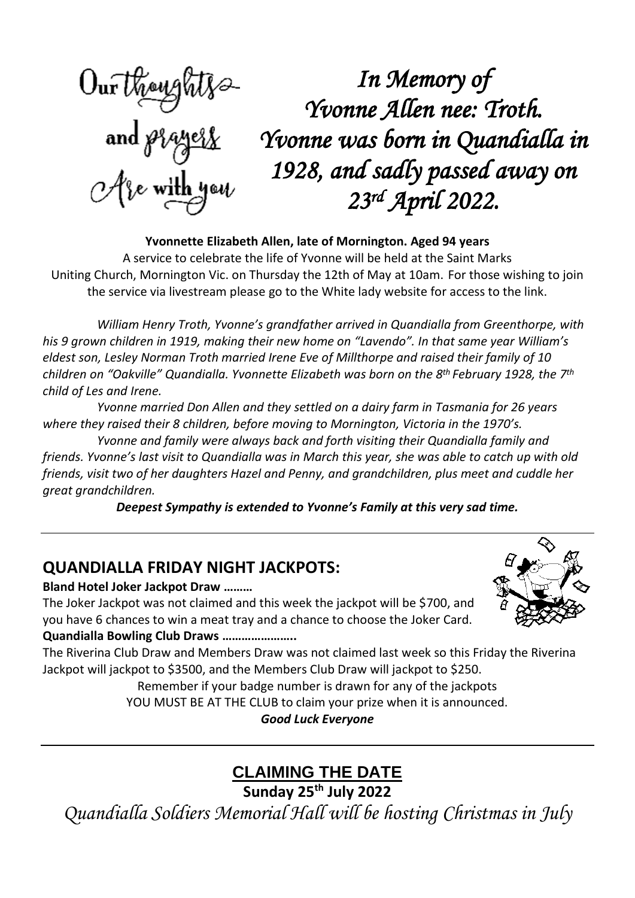Our thoughts and prayers Are with you

# *In Memory of Yvonne Allen nee: Troth. Yvonne was born in Quandialla in 1928, and sadly passed away on 23rd April 2022.*

**Yvonnette Elizabeth Allen, late of Mornington. Aged 94 years**

A service to celebrate the life of Yvonne will be held at the Saint Marks Uniting Church, Mornington Vic. on Thursday the 12th of May at 10am. For those wishing to join the service via livestream please go to the White lady website for access to the link.

*William Henry Troth, Yvonne's grandfather arrived in Quandialla from Greenthorpe, with his 9 grown children in 1919, making their new home on "Lavendo". In that same year William's eldest son, Lesley Norman Troth married Irene Eve of Millthorpe and raised their family of 10 children on "Oakville" Quandialla. Yvonnette Elizabeth was born on the 8th February 1928, the 7th child of Les and Irene.*

*Yvonne married Don Allen and they settled on a dairy farm in Tasmania for 26 years where they raised their 8 children, before moving to Mornington, Victoria in the 1970's.*

*Yvonne and family were always back and forth visiting their Quandialla family and friends. Yvonne's last visit to Quandialla was in March this year, she was able to catch up with old friends, visit two of her daughters Hazel and Penny, and grandchildren, plus meet and cuddle her great grandchildren.*

***Deepest Sympathy is extended to Yvonne's Family at this very sad time.***

---

## QUANDIALLA FRIDAY NIGHT JACKPOTS:

**Bland Hotel Joker Jackpot Draw ………**

The Joker Jackpot was not claimed and this week the jackpot will be $700, and you have 6 chances to win a meat tray and a chance to choose the Joker Card.

**Quandialla Bowling Club Draws …………………..**

The Riverina Club Draw and Members Draw was not claimed last week so this Friday the Riverina Jackpot will jackpot to $3500, and the Members Club Draw will jackpot to $250.

Remember if your badge number is drawn for any of the jackpots
YOU MUST BE AT THE CLUB to claim your prize when it is announced.

***Good Luck Everyone***

---

## CLAIMING THE DATE

**Sunday 25th July 2022**

*Quandialla Soldiers Memorial Hall will be hosting Christmas in July*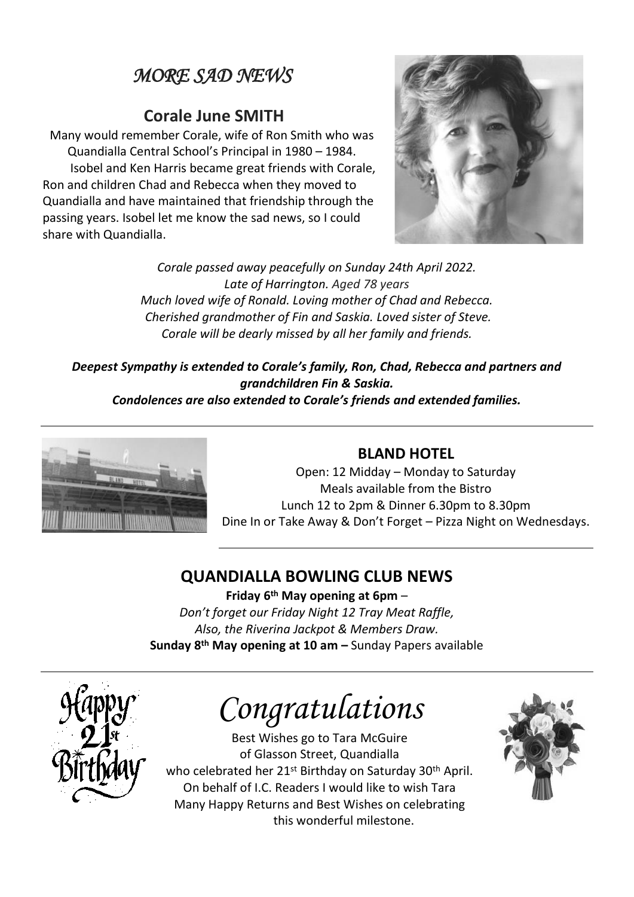# *MORE SAD NEWS*

## Corale June SMITH

Many would remember Corale, wife of Ron Smith who was Quandialla Central School's Principal in 1980 – 1984.

Isobel and Ken Harris became great friends with Corale, Ron and children Chad and Rebecca when they moved to Quandialla and have maintained that friendship through the passing years. Isobel let me know the sad news, so I could share with Quandialla.

*Corale passed away peacefully on Sunday 24th April 2022.*
*Late of Harrington. Aged 78 years*
*Much loved wife of Ronald. Loving mother of Chad and Rebecca.*
*Cherished grandmother of Fin and Saskia. Loved sister of Steve.*
*Corale will be dearly missed by all her family and friends.*

***Deepest Sympathy is extended to Corale's family, Ron, Chad, Rebecca and partners and grandchildren Fin & Saskia.***
***Condolences are also extended to Corale's friends and extended families.***

---

## BLAND HOTEL

Open: 12 Midday – Monday to Saturday
Meals available from the Bistro
Lunch 12 to 2pm & Dinner 6.30pm to 8.30pm
Dine In or Take Away & Don't Forget – Pizza Night on Wednesdays.

---

## QUANDIALLA BOWLING CLUB NEWS

**Friday 6th May opening at 6pm** –
*Don't forget our Friday Night 12 Tray Meat Raffle,*
*Also, the Riverina Jackpot & Members Draw.*
**Sunday 8th May opening at 10 am –** Sunday Papers available

---

Happy 21st Birthday

# *Congratulations*

Best Wishes go to Tara McGuire
of Glasson Street, Quandialla
who celebrated her 21st Birthday on Saturday 30th April.
On behalf of I.C. Readers I would like to wish Tara
Many Happy Returns and Best Wishes on celebrating
this wonderful milestone.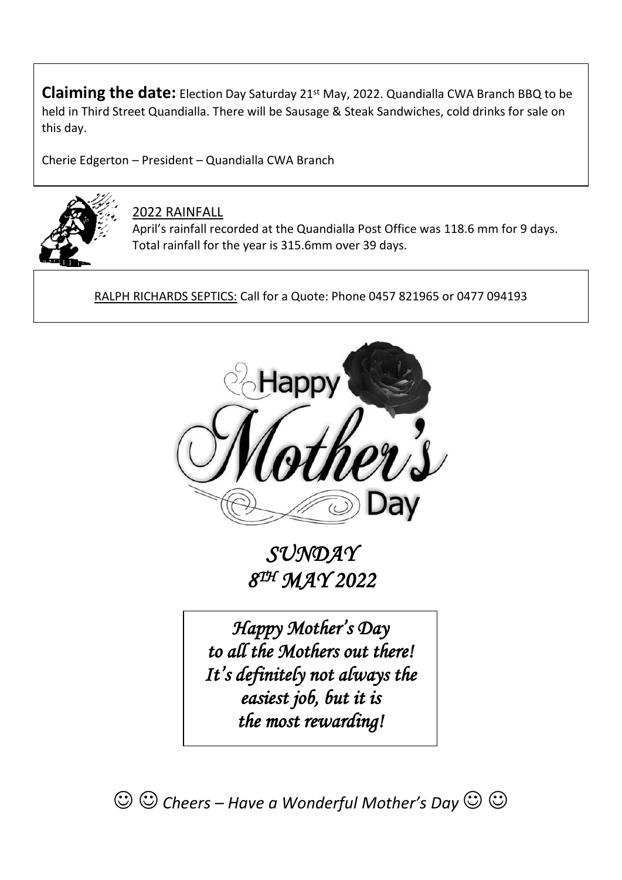**Claiming the date:** Election Day Saturday 21st May, 2022. Quandialla CWA Branch BBQ to be held in Third Street Quandialla. There will be Sausage & Steak Sandwiches, cold drinks for sale on this day.

Cherie Edgerton – President – Quandialla CWA Branch

2022 RAINFALL

April's rainfall recorded at the Quandialla Post Office was 118.6 mm for 9 days. Total rainfall for the year is 315.6mm over 39 days.

RALPH RICHARDS SEPTICS: Call for a Quote: Phone 0457 821965 or 0477 094193

Happy Mother's Day

*SUNDAY*
*8TH MAY 2022*

*Happy Mother's Day*
*to all the Mothers out there!*
*It's definitely not always the easiest job, but it is the most rewarding!*

☺ ☺ *Cheers – Have a Wonderful Mother's Day* ☺ ☺